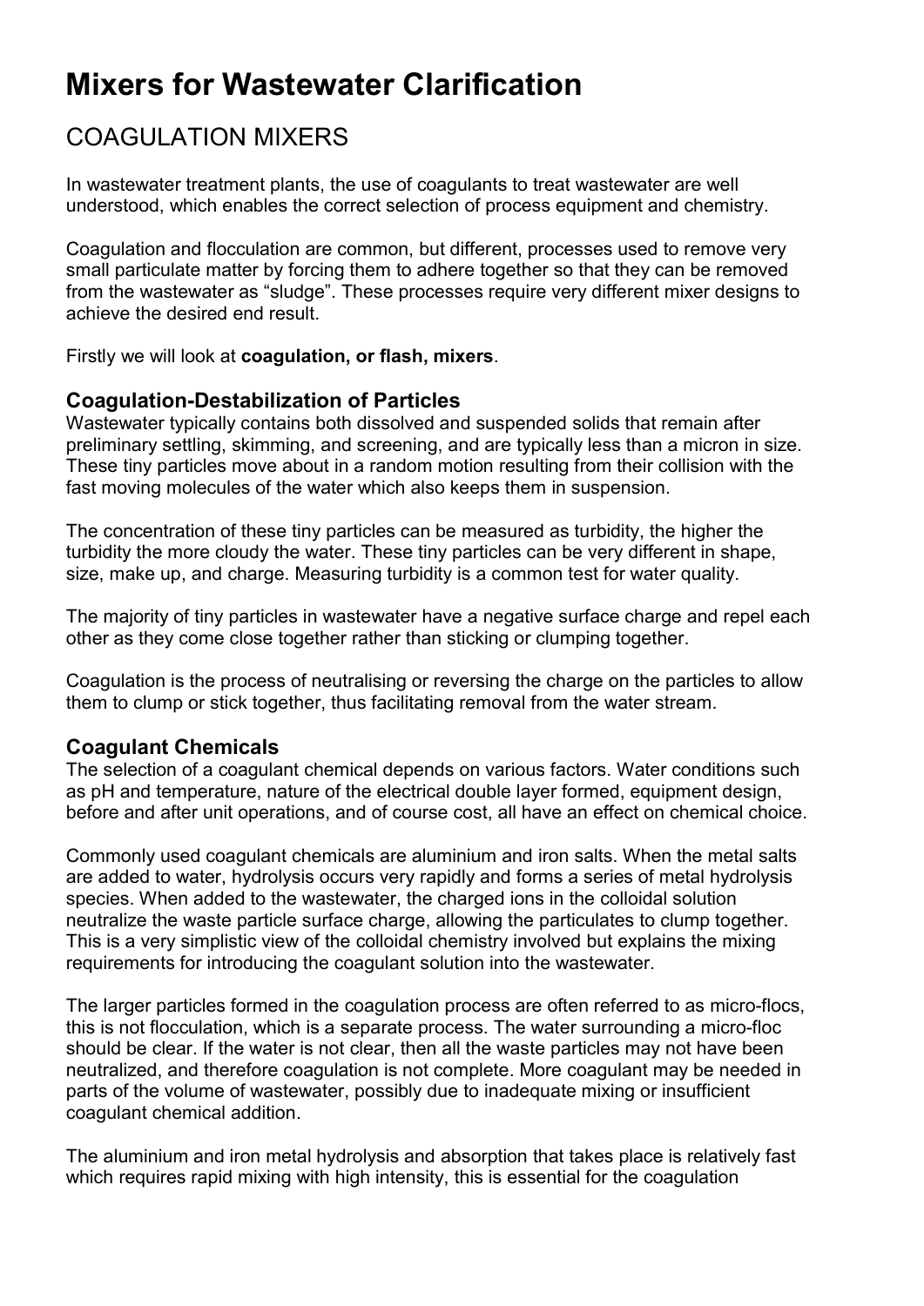# Mixers for Wastewater Clarification

## COAGULATION MIXERS

In wastewater treatment plants, the use of coagulants to treat wastewater are well understood, which enables the correct selection of process equipment and chemistry.

Coagulation and flocculation are common, but different, processes used to remove very small particulate matter by forcing them to adhere together so that they can be removed from the wastewater as "sludge". These processes require very different mixer designs to achieve the desired end result.

Firstly we will look at **coagulation, or flash, mixers**.

### Coagulation-Destabilization of Particles

Wastewater typically contains both dissolved and suspended solids that remain after preliminary settling, skimming, and screening, and are typically less than a micron in size. These tiny particles move about in a random motion resulting from their collision with the fast moving molecules of the water which also keeps them in suspension.

The concentration of these tiny particles can be measured as turbidity, the higher the turbidity the more cloudy the water. These tiny particles can be very different in shape, size, make up, and charge. Measuring turbidity is a common test for water quality.

The majority of tiny particles in wastewater have a negative surface charge and repel each other as they come close together rather than sticking or clumping together.

Coagulation is the process of neutralising or reversing the charge on the particles to allow them to clump or stick together, thus facilitating removal from the water stream.

### Coagulant Chemicals

The selection of a coagulant chemical depends on various factors. Water conditions such as pH and temperature, nature of the electrical double layer formed, equipment design, before and after unit operations, and of course cost, all have an effect on chemical choice.

Commonly used coagulant chemicals are aluminium and iron salts. When the metal salts are added to water, hydrolysis occurs very rapidly and forms a series of metal hydrolysis species. When added to the wastewater, the charged ions in the colloidal solution neutralize the waste particle surface charge, allowing the particulates to clump together. This is a very simplistic view of the colloidal chemistry involved but explains the mixing requirements for introducing the coagulant solution into the wastewater.

The larger particles formed in the coagulation process are often referred to as micro-flocs, this is not flocculation, which is a separate process. The water surrounding a micro-floc should be clear. If the water is not clear, then all the waste particles may not have been neutralized, and therefore coagulation is not complete. More coagulant may be needed in parts of the volume of wastewater, possibly due to inadequate mixing or insufficient coagulant chemical addition.

The aluminium and iron metal hydrolysis and absorption that takes place is relatively fast which requires rapid mixing with high intensity, this is essential for the coagulation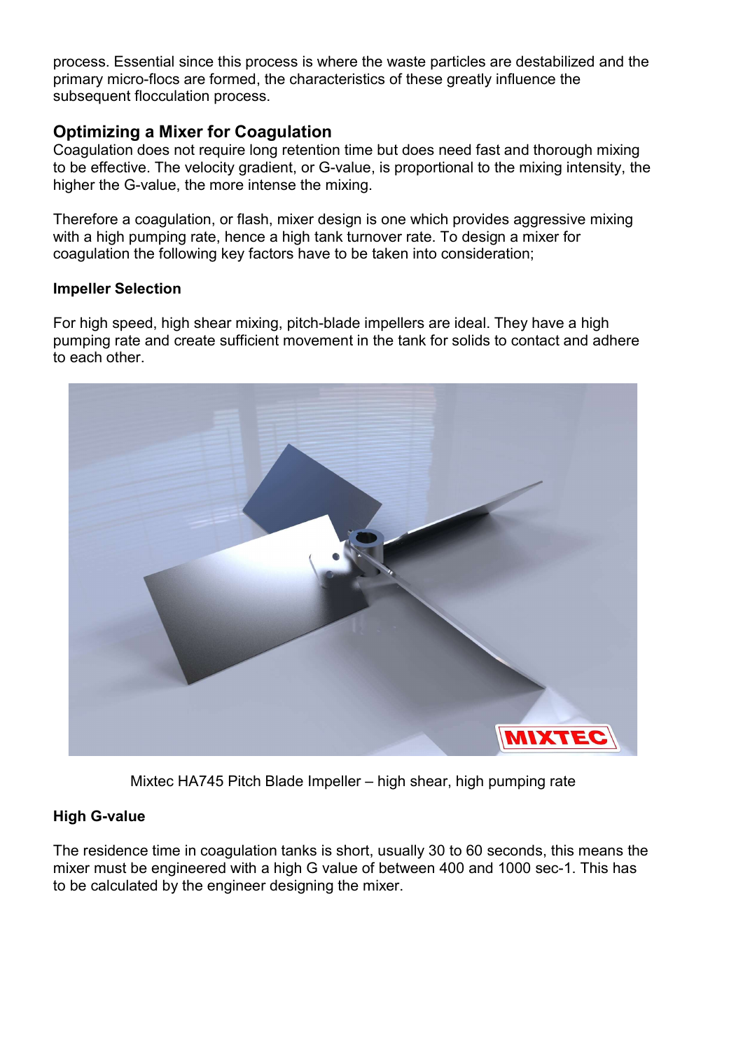process. Essential since this process is where the waste particles are destabilized and the primary micro-flocs are formed, the characteristics of these greatly influence the subsequent flocculation process.

## Optimizing a Mixer for Coagulation

Coagulation does not require long retention time but does need fast and thorough mixing to be effective. The velocity gradient, or G-value, is proportional to the mixing intensity, the higher the G-value, the more intense the mixing.

Therefore a coagulation, or flash, mixer design is one which provides aggressive mixing with a high pumping rate, hence a high tank turnover rate. To design a mixer for coagulation the following key factors have to be taken into consideration;

### Impeller Selection

For high speed, high shear mixing, pitch-blade impellers are ideal. They have a high pumping rate and create sufficient movement in the tank for solids to contact and adhere to each other.

Mixtec HA745 Pitch Blade Impeller – high shear, high pumping rate

### High G-value

The residence time in coagulation tanks is short, usually 30 to 60 seconds, this means the mixer must be engineered with a high G value of between 400 and 1000 $sec^{-1}$. This has to be calculated by the engineer designing the mixer.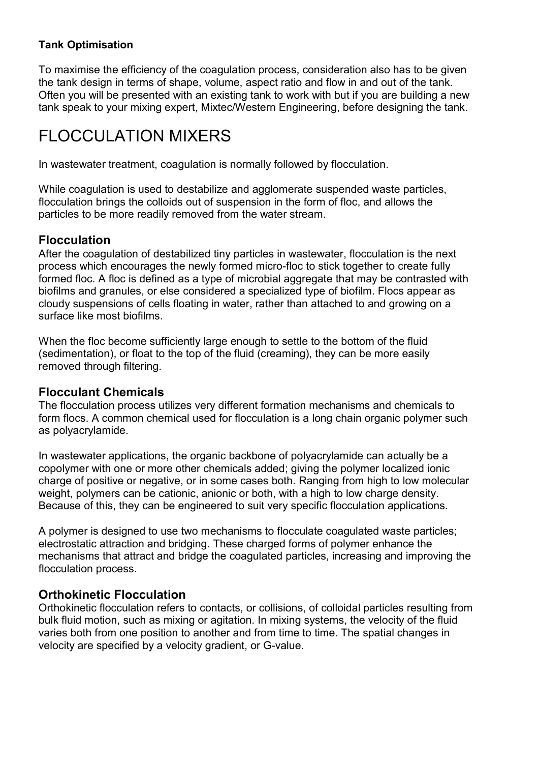**Tank Optimisation**

To maximise the efficiency of the coagulation process, consideration also has to be given the tank design in terms of shape, volume, aspect ratio and flow in and out of the tank. Often you will be presented with an existing tank to work with but if you are building a new tank speak to your mixing expert, Mixtec/Western Engineering, before designing the tank.

# FLOCCULATION MIXERS

In wastewater treatment, coagulation is normally followed by flocculation.

While coagulation is used to destabilize and agglomerate suspended waste particles, flocculation brings the colloids out of suspension in the form of floc, and allows the particles to be more readily removed from the water stream.

## Flocculation

After the coagulation of destabilized tiny particles in wastewater, flocculation is the next process which encourages the newly formed micro-floc to stick together to create fully formed floc. A floc is defined as a type of microbial aggregate that may be contrasted with biofilms and granules, or else considered a specialized type of biofilm. Flocs appear as cloudy suspensions of cells floating in water, rather than attached to and growing on a surface like most biofilms.

When the floc become sufficiently large enough to settle to the bottom of the fluid (sedimentation), or float to the top of the fluid (creaming), they can be more easily removed through filtering.

## Flocculant Chemicals

The flocculation process utilizes very different formation mechanisms and chemicals to form flocs. A common chemical used for flocculation is a long chain organic polymer such as polyacrylamide.

In wastewater applications, the organic backbone of polyacrylamide can actually be a copolymer with one or more other chemicals added; giving the polymer localized ionic charge of positive or negative, or in some cases both. Ranging from high to low molecular weight, polymers can be cationic, anionic or both, with a high to low charge density. Because of this, they can be engineered to suit very specific flocculation applications.

A polymer is designed to use two mechanisms to flocculate coagulated waste particles; electrostatic attraction and bridging. These charged forms of polymer enhance the mechanisms that attract and bridge the coagulated particles, increasing and improving the flocculation process.

## Orthokinetic Flocculation

Orthokinetic flocculation refers to contacts, or collisions, of colloidal particles resulting from bulk fluid motion, such as mixing or agitation. In mixing systems, the velocity of the fluid varies both from one position to another and from time to time. The spatial changes in velocity are specified by a velocity gradient, or G-value.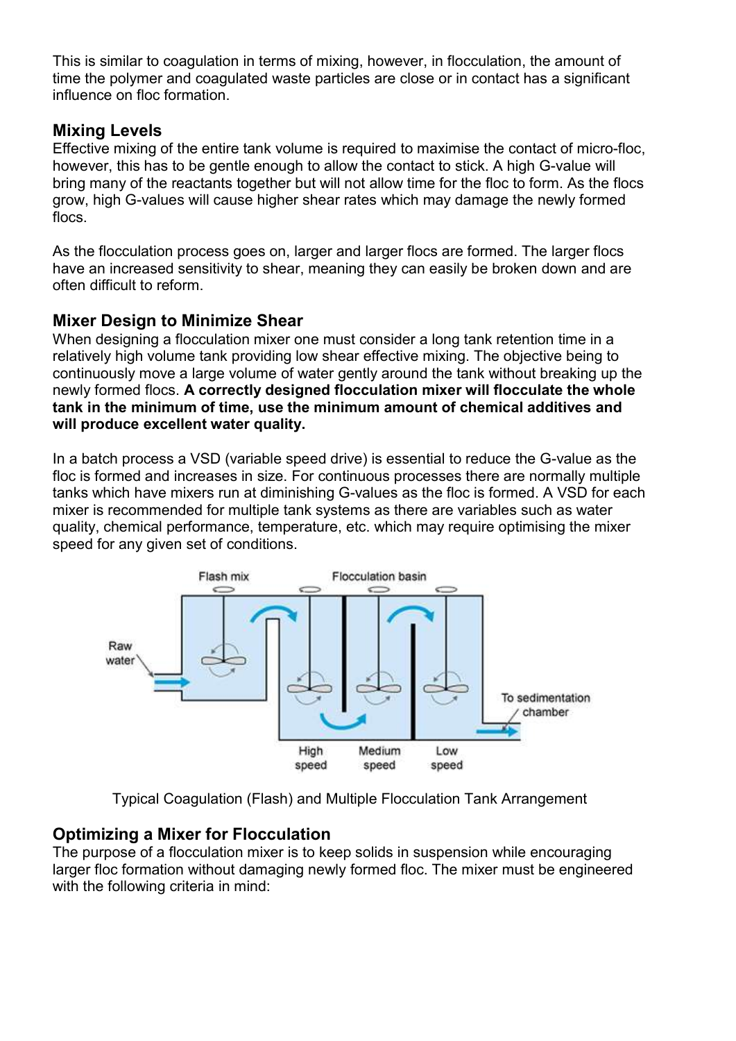This is similar to coagulation in terms of mixing, however, in flocculation, the amount of time the polymer and coagulated waste particles are close or in contact has a significant influence on floc formation.

## Mixing Levels

Effective mixing of the entire tank volume is required to maximise the contact of micro-floc, however, this has to be gentle enough to allow the contact to stick. A high G-value will bring many of the reactants together but will not allow time for the floc to form. As the flocs grow, high G-values will cause higher shear rates which may damage the newly formed flocs.

As the flocculation process goes on, larger and larger flocs are formed. The larger flocs have an increased sensitivity to shear, meaning they can easily be broken down and are often difficult to reform.

## Mixer Design to Minimize Shear

When designing a flocculation mixer one must consider a long tank retention time in a relatively high volume tank providing low shear effective mixing. The objective being to continuously move a large volume of water gently around the tank without breaking up the newly formed flocs. **A correctly designed flocculation mixer will flocculate the whole tank in the minimum of time, use the minimum amount of chemical additives and will produce excellent water quality.**

In a batch process a VSD (variable speed drive) is essential to reduce the G-value as the floc is formed and increases in size. For continuous processes there are normally multiple tanks which have mixers run at diminishing G-values as the floc is formed. A VSD for each mixer is recommended for multiple tank systems as there are variables such as water quality, chemical performance, temperature, etc. which may require optimising the mixer speed for any given set of conditions.

Flash mix | Flocculation basin | Raw water | High speed | Medium speed | Low speed | To sedimentation chamber

Typical Coagulation (Flash) and Multiple Flocculation Tank Arrangement

## Optimizing a Mixer for Flocculation

The purpose of a flocculation mixer is to keep solids in suspension while encouraging larger floc formation without damaging newly formed floc. The mixer must be engineered with the following criteria in mind: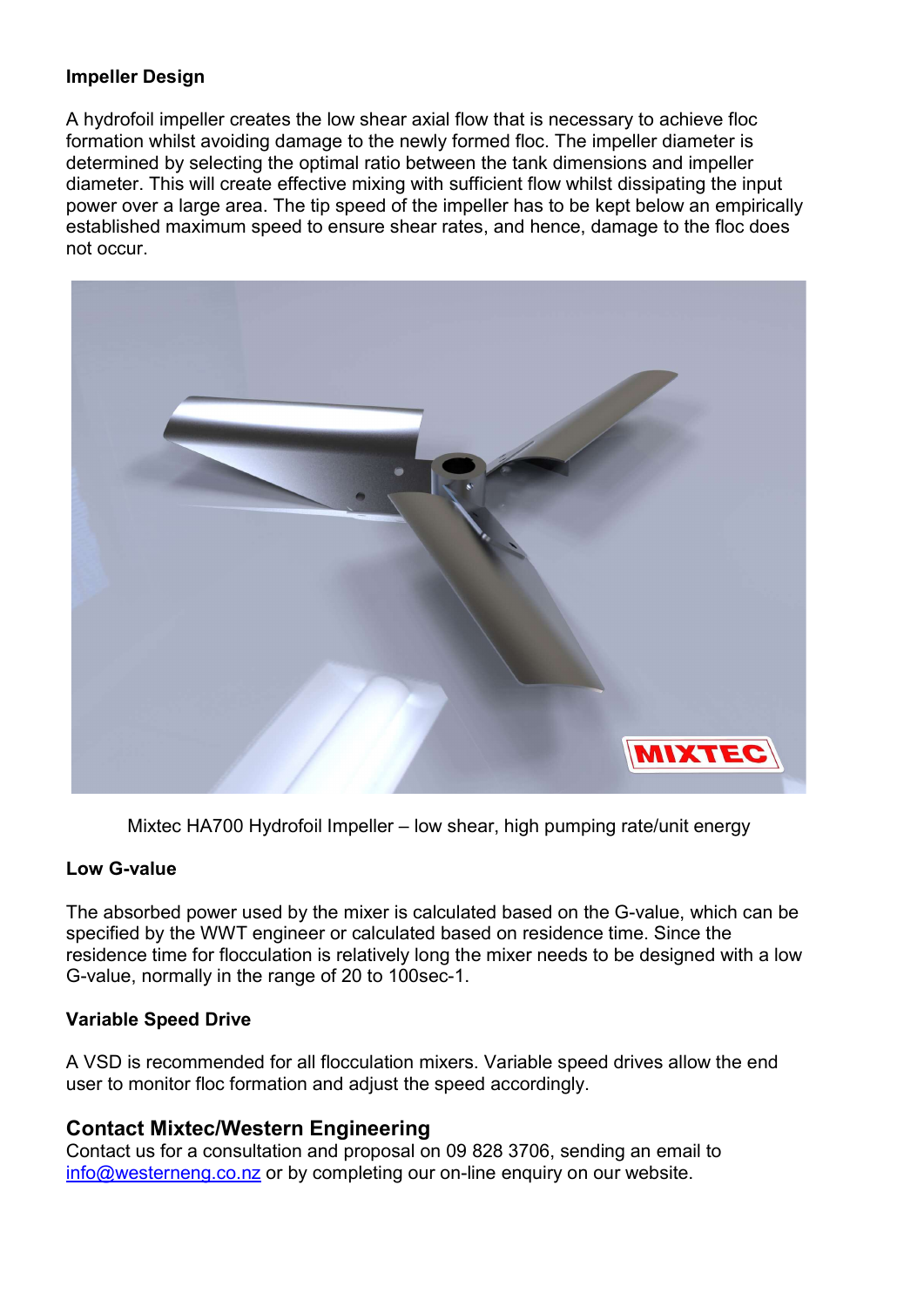### Impeller Design

A hydrofoil impeller creates the low shear axial flow that is necessary to achieve floc formation whilst avoiding damage to the newly formed floc. The impeller diameter is determined by selecting the optimal ratio between the tank dimensions and impeller diameter. This will create effective mixing with sufficient flow whilst dissipating the input power over a large area. The tip speed of the impeller has to be kept below an empirically established maximum speed to ensure shear rates, and hence, damage to the floc does not occur.

Mixtec HA700 Hydrofoil Impeller – low shear, high pumping rate/unit energy

### Low G-value

The absorbed power used by the mixer is calculated based on the G-value, which can be specified by the WWT engineer or calculated based on residence time. Since the residence time for flocculation is relatively long the mixer needs to be designed with a low G-value, normally in the range of 20 to 100sec-1.

### Variable Speed Drive

A VSD is recommended for all flocculation mixers. Variable speed drives allow the end user to monitor floc formation and adjust the speed accordingly.

## Contact Mixtec/Western Engineering

Contact us for a consultation and proposal on 09 828 3706, sending an email to info@westerneng.co.nz or by completing our on-line enquiry on our website.